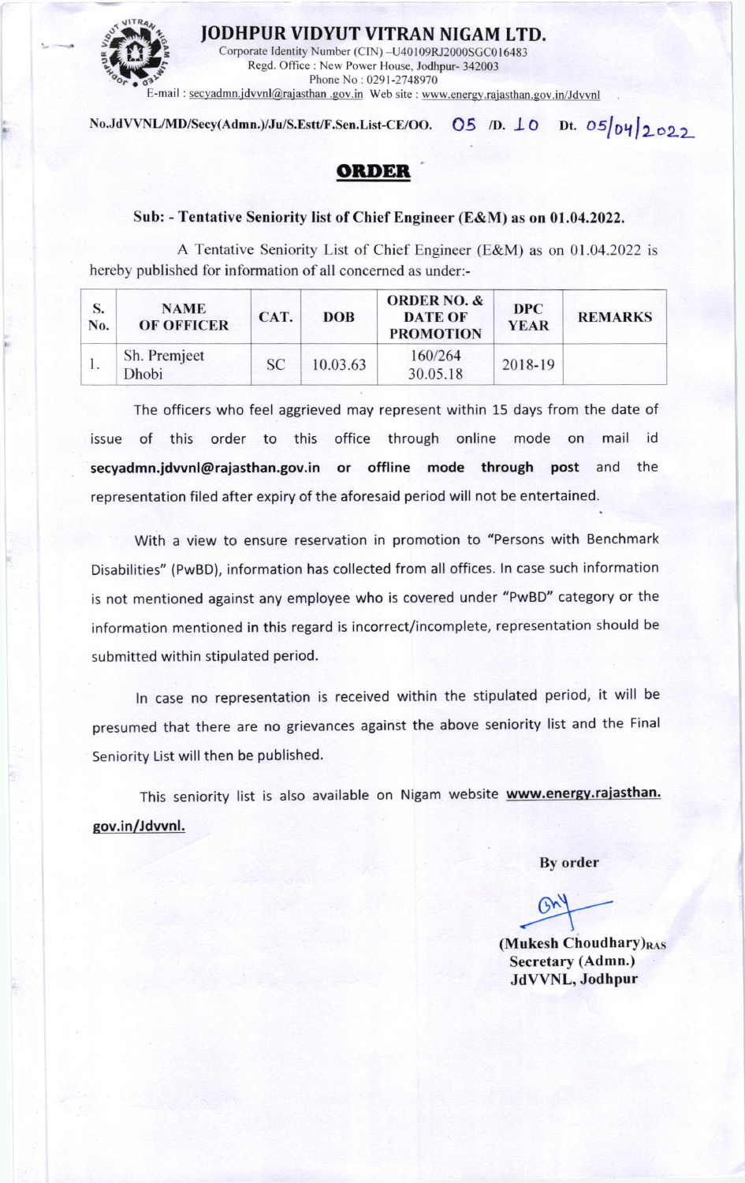# JODHPUR VIDYUT VITRAN NIGAM LTD.

Corporate Identity Number (CIN) –U40109RJ2000SGC016483
Regd. Office : New Power House, Jodhpur- 342003
Phone No : 0291-2748970
E-mail : secyadmn.jdvvnl@rajasthan .gov.in Web site : www.energy.rajasthan.gov.in/Jdvvnl

No.JdVVNL/MD/Secy(Admn.)/Ju/S.Estt/F.Sen.List-CE/OO. 05 /D. 10 Dt. 05/04/2022

## ORDER

**Sub: - Tentative Seniority list of Chief Engineer (E&M) as on 01.04.2022.**

A Tentative Seniority List of Chief Engineer (E&M) as on 01.04.2022 is hereby published for information of all concerned as under:-

| S. No. | NAME OF OFFICER | CAT. | DOB | ORDER NO. & DATE OF PROMOTION | DPC YEAR | REMARKS |
|---|---|---|---|---|---|---|
| 1. | Sh. Premjeet Dhobi | SC | 10.03.63 | 160/264 30.05.18 | 2018-19 | |

The officers who feel aggrieved may represent within 15 days from the date of issue of this order to this office through online mode on mail id **secyadmn.jdvvnl@rajasthan.gov.in or offline mode through post** and the representation filed after expiry of the aforesaid period will not be entertained.

With a view to ensure reservation in promotion to "Persons with Benchmark Disabilities" (PwBD), information has collected from all offices. In case such information is not mentioned against any employee who is covered under "PwBD" category or the information mentioned in this regard is incorrect/incomplete, representation should be submitted within stipulated period.

In case no representation is received within the stipulated period, it will be presumed that there are no grievances against the above seniority list and the Final Seniority List will then be published.

This seniority list is also available on Nigam website **www.energy.rajasthan.gov.in/Jdvvnl.**

By order

**(Mukesh Choudhary)RAS**
**Secretary (Admn.)**
**JdVVNL, Jodhpur**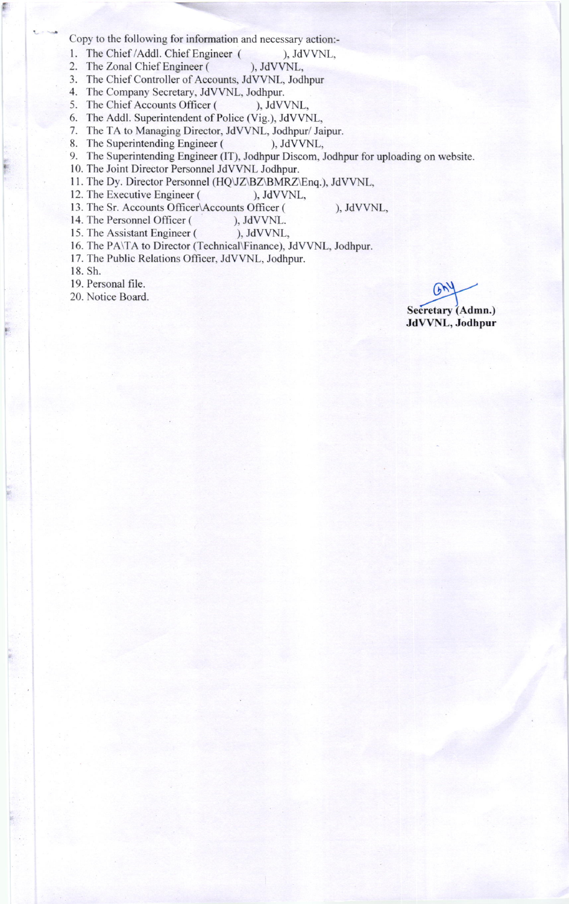Copy to the following for information and necessary action:-

1. The Chief /Addl. Chief Engineer (            ), JdVVNL,
2. The Zonal Chief Engineer (            ), JdVVNL,
3. The Chief Controller of Accounts, JdVVNL, Jodhpur
4. The Company Secretary, JdVVNL, Jodhpur.
5. The Chief Accounts Officer (            ), JdVVNL,
6. The Addl. Superintendent of Police (Vig.), JdVVNL,
7. The TA to Managing Director, JdVVNL, Jodhpur/ Jaipur.
8. The Superintending Engineer (            ), JdVVNL,
9. The Superintending Engineer (IT), Jodhpur Discom, Jodhpur for uploading on website.
10. The Joint Director Personnel JdVVNL Jodhpur.
11. The Dy. Director Personnel (HQ\JZ\BZ\BMRZ\Enq.), JdVVNL,
12. The Executive Engineer (            ), JdVVNL,
13. The Sr. Accounts Officer\Accounts Officer (            ), JdVVNL,
14. The Personnel Officer (            ), JdVVNL.
15. The Assistant Engineer (            ), JdVVNL,
16. The PA\TA to Director (Technical\Finance), JdVVNL, Jodhpur.
17. The Public Relations Officer, JdVVNL, Jodhpur.
18. Sh.
19. Personal file.
20. Notice Board.

**Secretary (Admn.)**
**JdVVNL, Jodhpur**